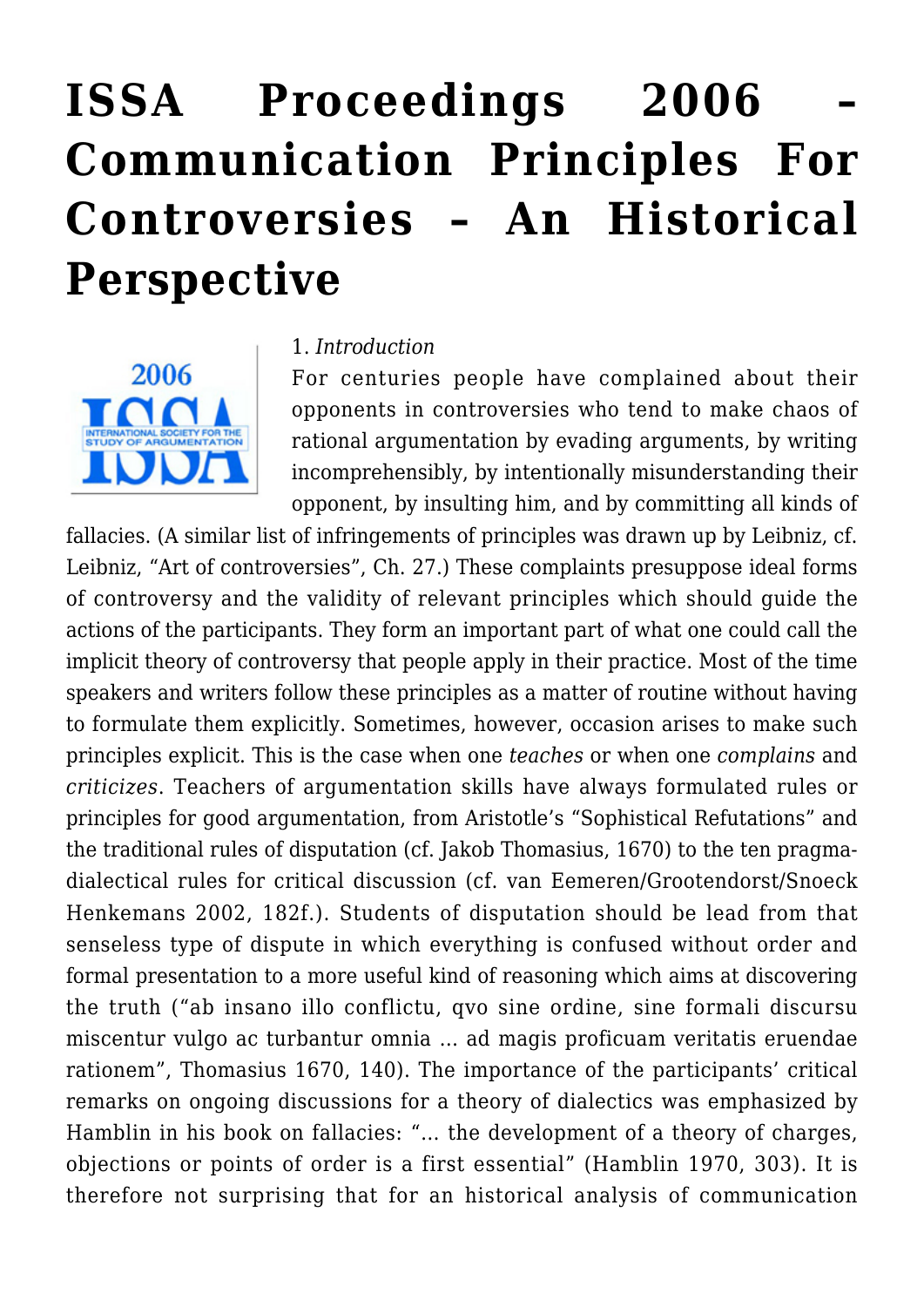# ISSA Proceedings 2006 – Communication Principles For Controversies – An Historical Perspective

1. *Introduction*

For centuries people have complained about their opponents in controversies who tend to make chaos of rational argumentation by evading arguments, by writing incomprehensibly, by intentionally misunderstanding their opponent, by insulting him, and by committing all kinds of fallacies. (A similar list of infringements of principles was drawn up by Leibniz, cf. Leibniz, "Art of controversies", Ch. 27.) These complaints presuppose ideal forms of controversy and the validity of relevant principles which should guide the actions of the participants. They form an important part of what one could call the implicit theory of controversy that people apply in their practice. Most of the time speakers and writers follow these principles as a matter of routine without having to formulate them explicitly. Sometimes, however, occasion arises to make such principles explicit. This is the case when one *teaches* or when one *complains* and *criticizes*. Teachers of argumentation skills have always formulated rules or principles for good argumentation, from Aristotle's "Sophistical Refutations" and the traditional rules of disputation (cf. Jakob Thomasius, 1670) to the ten pragma-dialectical rules for critical discussion (cf. van Eemeren/Grootendorst/Snoeck Henkemans 2002, 182f.). Students of disputation should be lead from that senseless type of dispute in which everything is confused without order and formal presentation to a more useful kind of reasoning which aims at discovering the truth ("ab insano illo conflictu, qvo sine ordine, sine formali discursu miscentur vulgo ac turbantur omnia ... ad magis proficuam veritatis eruendae rationem", Thomasius 1670, 140). The importance of the participants' critical remarks on ongoing discussions for a theory of dialectics was emphasized by Hamblin in his book on fallacies: "... the development of a theory of charges, objections or points of order is a first essential" (Hamblin 1970, 303). It is therefore not surprising that for an historical analysis of communication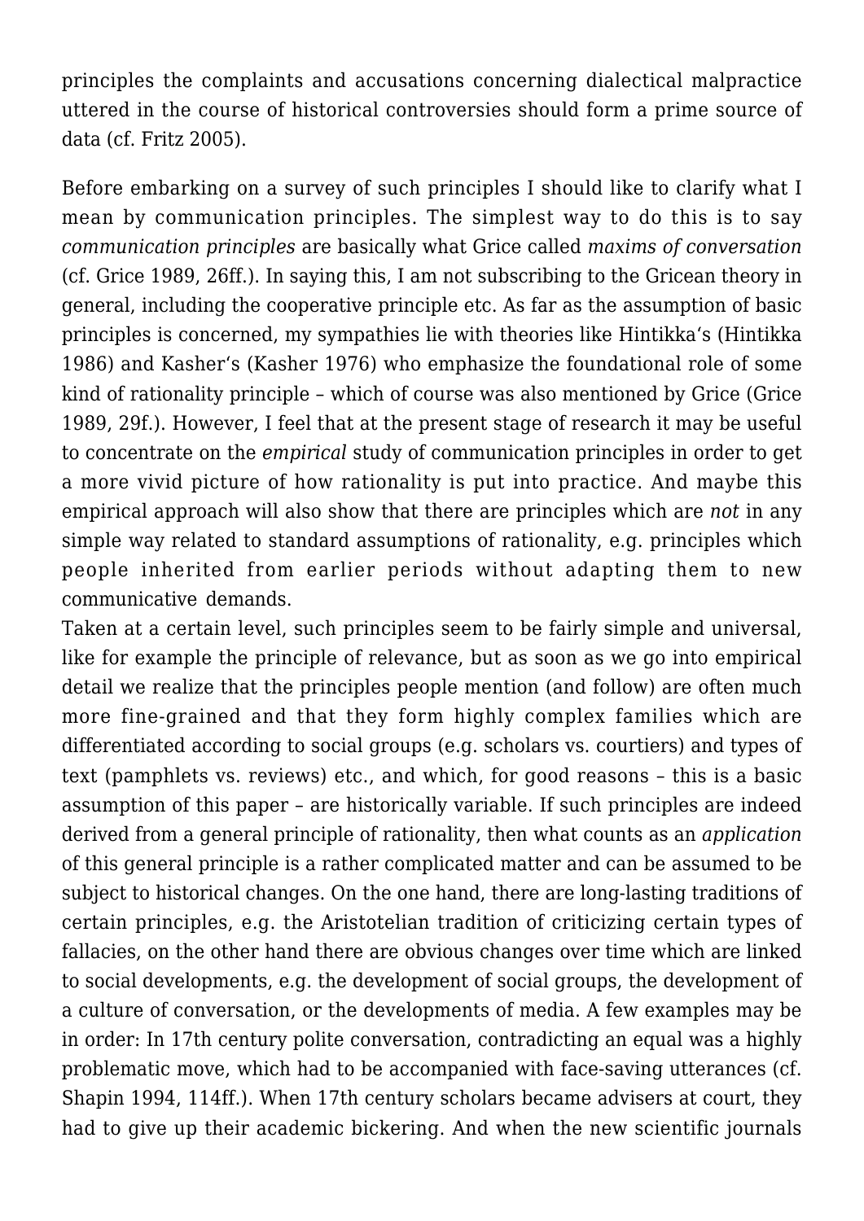principles the complaints and accusations concerning dialectical malpractice uttered in the course of historical controversies should form a prime source of data (cf. Fritz 2005).

Before embarking on a survey of such principles I should like to clarify what I mean by communication principles. The simplest way to do this is to say *communication principles* are basically what Grice called *maxims of conversation* (cf. Grice 1989, 26ff.). In saying this, I am not subscribing to the Gricean theory in general, including the cooperative principle etc. As far as the assumption of basic principles is concerned, my sympathies lie with theories like Hintikka's (Hintikka 1986) and Kasher's (Kasher 1976) who emphasize the foundational role of some kind of rationality principle – which of course was also mentioned by Grice (Grice 1989, 29f.). However, I feel that at the present stage of research it may be useful to concentrate on the *empirical* study of communication principles in order to get a more vivid picture of how rationality is put into practice. And maybe this empirical approach will also show that there are principles which are *not* in any simple way related to standard assumptions of rationality, e.g. principles which people inherited from earlier periods without adapting them to new communicative demands.

Taken at a certain level, such principles seem to be fairly simple and universal, like for example the principle of relevance, but as soon as we go into empirical detail we realize that the principles people mention (and follow) are often much more fine-grained and that they form highly complex families which are differentiated according to social groups (e.g. scholars vs. courtiers) and types of text (pamphlets vs. reviews) etc., and which, for good reasons – this is a basic assumption of this paper – are historically variable. If such principles are indeed derived from a general principle of rationality, then what counts as an *application* of this general principle is a rather complicated matter and can be assumed to be subject to historical changes. On the one hand, there are long-lasting traditions of certain principles, e.g. the Aristotelian tradition of criticizing certain types of fallacies, on the other hand there are obvious changes over time which are linked to social developments, e.g. the development of social groups, the development of a culture of conversation, or the developments of media. A few examples may be in order: In 17th century polite conversation, contradicting an equal was a highly problematic move, which had to be accompanied with face-saving utterances (cf. Shapin 1994, 114ff.). When 17th century scholars became advisers at court, they had to give up their academic bickering. And when the new scientific journals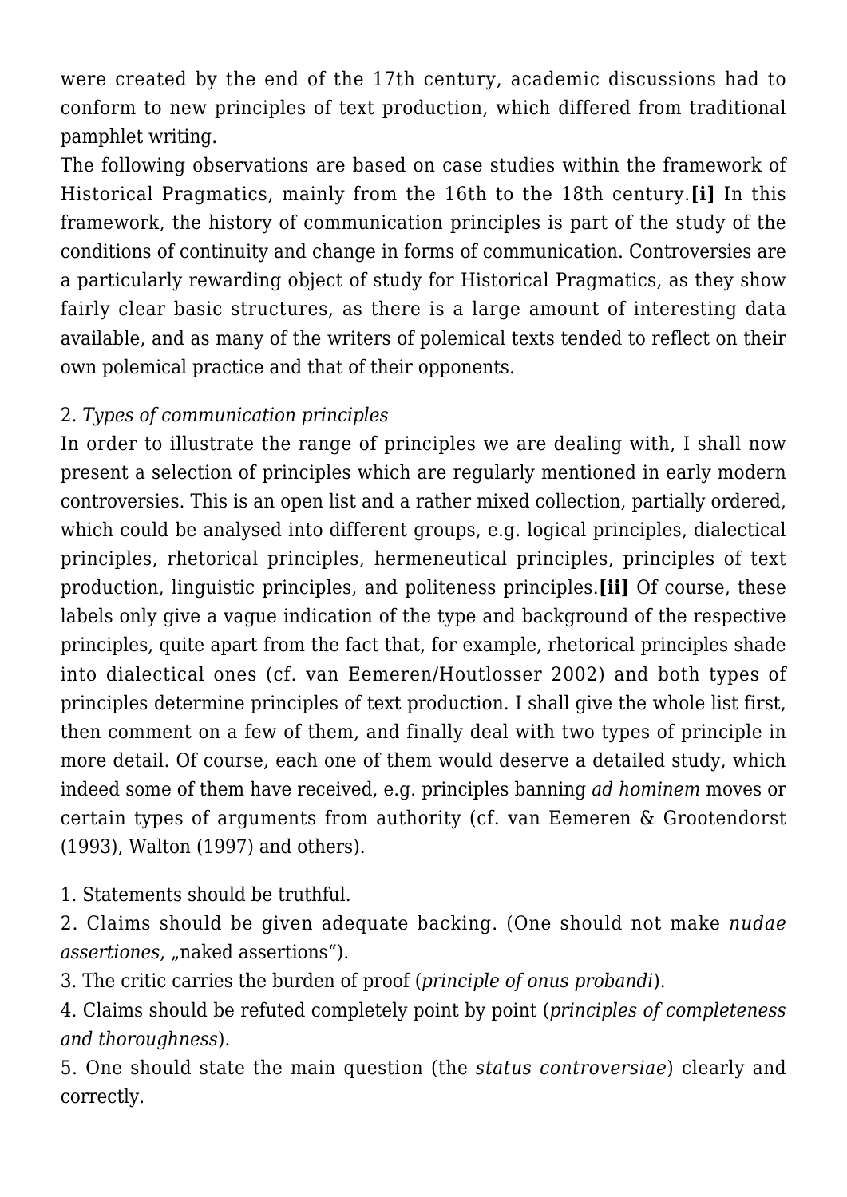were created by the end of the 17th century, academic discussions had to conform to new principles of text production, which differed from traditional pamphlet writing.

The following observations are based on case studies within the framework of Historical Pragmatics, mainly from the 16th to the 18th century.**[i]** In this framework, the history of communication principles is part of the study of the conditions of continuity and change in forms of communication. Controversies are a particularly rewarding object of study for Historical Pragmatics, as they show fairly clear basic structures, as there is a large amount of interesting data available, and as many of the writers of polemical texts tended to reflect on their own polemical practice and that of their opponents.

2. *Types of communication principles*

In order to illustrate the range of principles we are dealing with, I shall now present a selection of principles which are regularly mentioned in early modern controversies. This is an open list and a rather mixed collection, partially ordered, which could be analysed into different groups, e.g. logical principles, dialectical principles, rhetorical principles, hermeneutical principles, principles of text production, linguistic principles, and politeness principles.**[ii]** Of course, these labels only give a vague indication of the type and background of the respective principles, quite apart from the fact that, for example, rhetorical principles shade into dialectical ones (cf. van Eemeren/Houtlosser 2002) and both types of principles determine principles of text production. I shall give the whole list first, then comment on a few of them, and finally deal with two types of principle in more detail. Of course, each one of them would deserve a detailed study, which indeed some of them have received, e.g. principles banning *ad hominem* moves or certain types of arguments from authority (cf. van Eemeren & Grootendorst (1993), Walton (1997) and others).

1. Statements should be truthful.
2. Claims should be given adequate backing. (One should not make *nudae assertiones*, „naked assertions“).
3. The critic carries the burden of proof (*principle of onus probandi*).
4. Claims should be refuted completely point by point (*principles of completeness and thoroughness*).
5. One should state the main question (the *status controversiae*) clearly and correctly.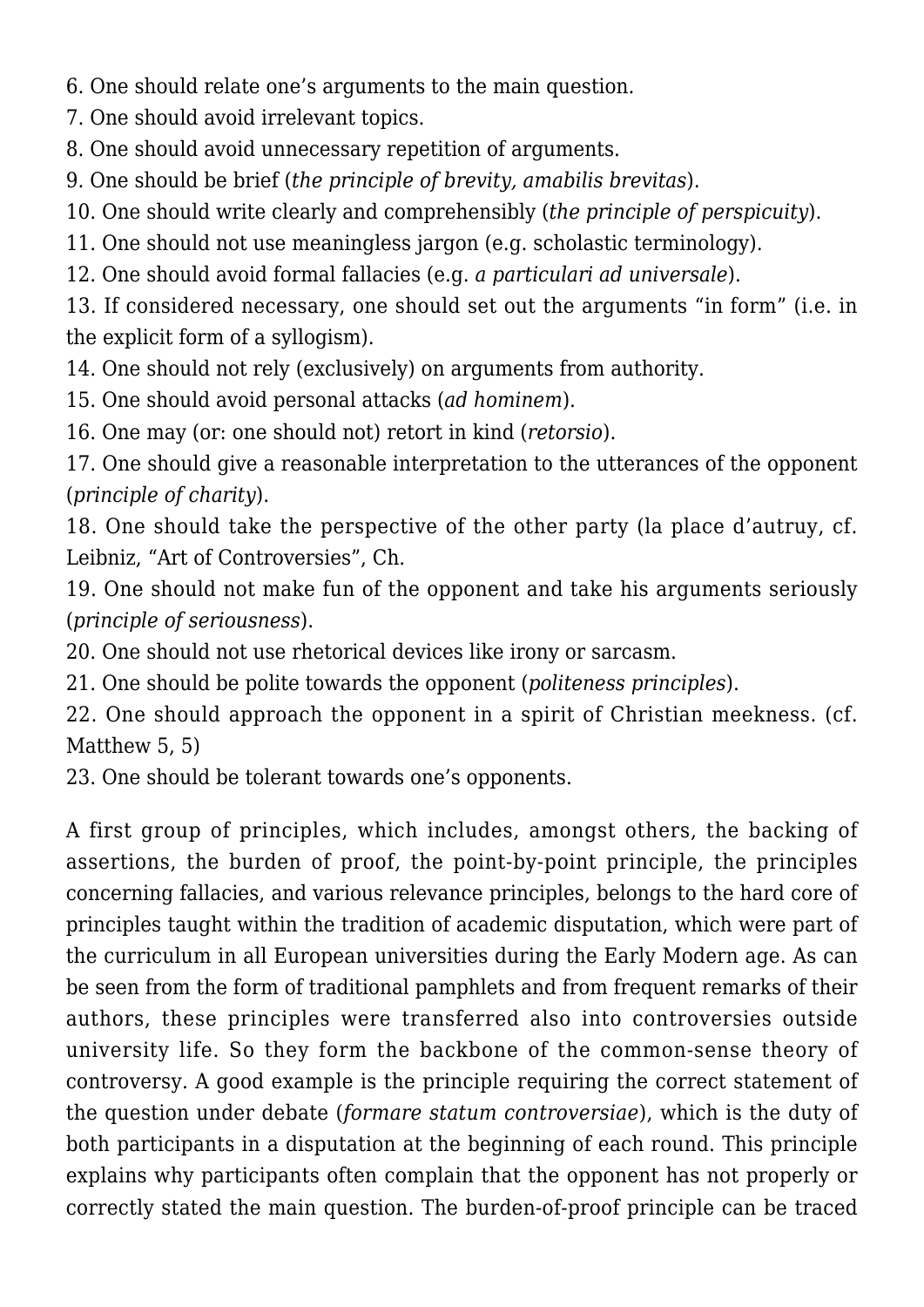6. One should relate one's arguments to the main question.
7. One should avoid irrelevant topics.
8. One should avoid unnecessary repetition of arguments.
9. One should be brief (*the principle of brevity, amabilis brevitas*).
10. One should write clearly and comprehensibly (*the principle of perspicuity*).
11. One should not use meaningless jargon (e.g. scholastic terminology).
12. One should avoid formal fallacies (e.g. *a particulari ad universale*).
13. If considered necessary, one should set out the arguments "in form" (i.e. in the explicit form of a syllogism).
14. One should not rely (exclusively) on arguments from authority.
15. One should avoid personal attacks (*ad hominem*).
16. One may (or: one should not) retort in kind (*retorsio*).
17. One should give a reasonable interpretation to the utterances of the opponent (*principle of charity*).
18. One should take the perspective of the other party (la place d'autruy, cf. Leibniz, "Art of Controversies", Ch.
19. One should not make fun of the opponent and take his arguments seriously (*principle of seriousness*).
20. One should not use rhetorical devices like irony or sarcasm.
21. One should be polite towards the opponent (*politeness principles*).
22. One should approach the opponent in a spirit of Christian meekness. (cf. Matthew 5, 5)
23. One should be tolerant towards one's opponents.

A first group of principles, which includes, amongst others, the backing of assertions, the burden of proof, the point-by-point principle, the principles concerning fallacies, and various relevance principles, belongs to the hard core of principles taught within the tradition of academic disputation, which were part of the curriculum in all European universities during the Early Modern age. As can be seen from the form of traditional pamphlets and from frequent remarks of their authors, these principles were transferred also into controversies outside university life. So they form the backbone of the common-sense theory of controversy. A good example is the principle requiring the correct statement of the question under debate (*formare statum controversiae*), which is the duty of both participants in a disputation at the beginning of each round. This principle explains why participants often complain that the opponent has not properly or correctly stated the main question. The burden-of-proof principle can be traced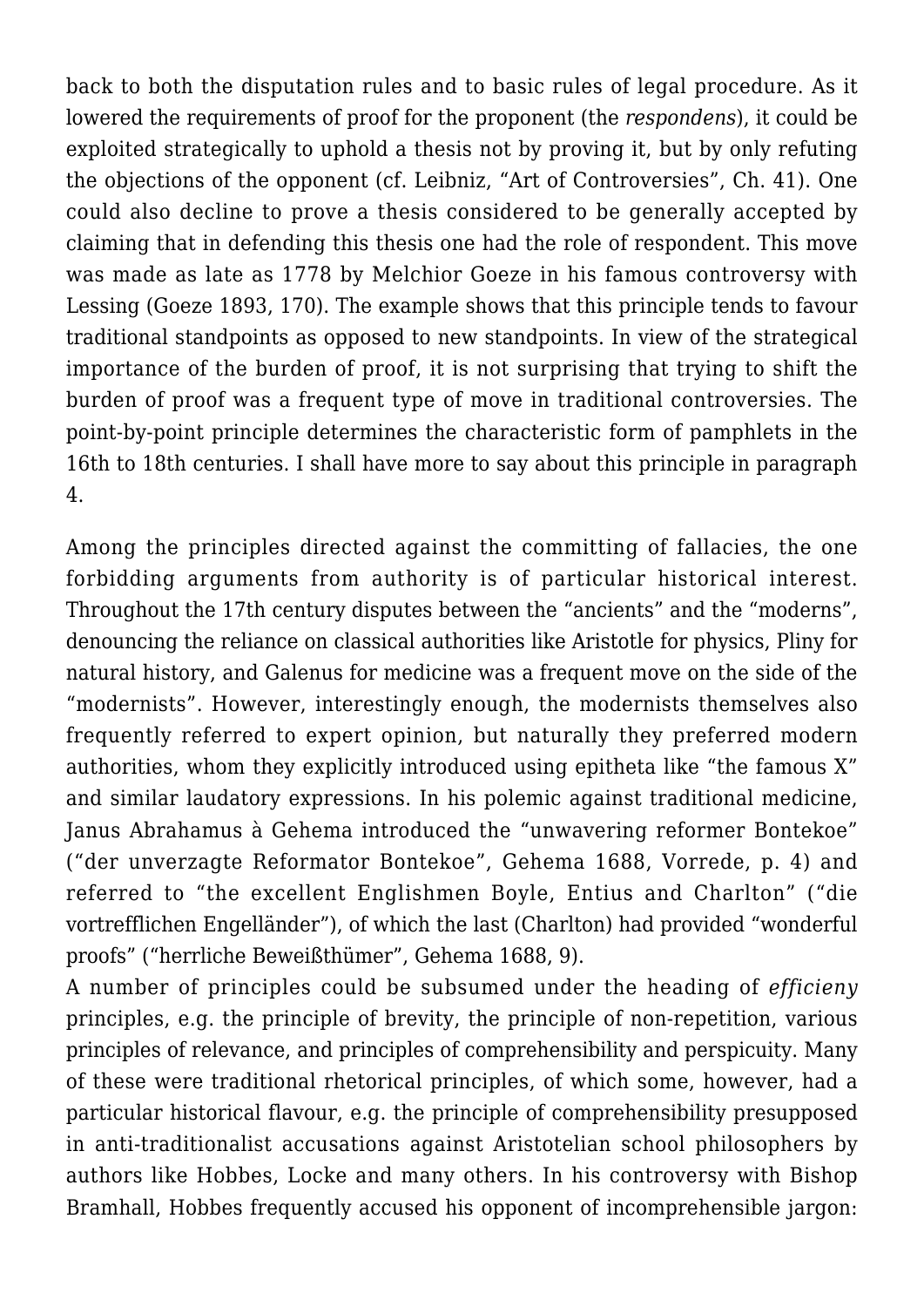back to both the disputation rules and to basic rules of legal procedure. As it lowered the requirements of proof for the proponent (the *respondens*), it could be exploited strategically to uphold a thesis not by proving it, but by only refuting the objections of the opponent (cf. Leibniz, "Art of Controversies", Ch. 41). One could also decline to prove a thesis considered to be generally accepted by claiming that in defending this thesis one had the role of respondent. This move was made as late as 1778 by Melchior Goeze in his famous controversy with Lessing (Goeze 1893, 170). The example shows that this principle tends to favour traditional standpoints as opposed to new standpoints. In view of the strategical importance of the burden of proof, it is not surprising that trying to shift the burden of proof was a frequent type of move in traditional controversies. The point-by-point principle determines the characteristic form of pamphlets in the 16th to 18th centuries. I shall have more to say about this principle in paragraph 4.

Among the principles directed against the committing of fallacies, the one forbidding arguments from authority is of particular historical interest. Throughout the 17th century disputes between the "ancients" and the "moderns", denouncing the reliance on classical authorities like Aristotle for physics, Pliny for natural history, and Galenus for medicine was a frequent move on the side of the "modernists". However, interestingly enough, the modernists themselves also frequently referred to expert opinion, but naturally they preferred modern authorities, whom they explicitly introduced using epitheta like "the famous X" and similar laudatory expressions. In his polemic against traditional medicine, Janus Abrahamus à Gehema introduced the "unwavering reformer Bontekoe" ("der unverzagte Reformator Bontekoe", Gehema 1688, Vorrede, p. 4) and referred to "the excellent Englishmen Boyle, Entius and Charlton" ("die vortrefflichen Engelländer"), of which the last (Charlton) had provided "wonderful proofs" ("herrliche Beweißthümer", Gehema 1688, 9).

A number of principles could be subsumed under the heading of *efficieny* principles, e.g. the principle of brevity, the principle of non-repetition, various principles of relevance, and principles of comprehensibility and perspicuity. Many of these were traditional rhetorical principles, of which some, however, had a particular historical flavour, e.g. the principle of comprehensibility presupposed in anti-traditionalist accusations against Aristotelian school philosophers by authors like Hobbes, Locke and many others. In his controversy with Bishop Bramhall, Hobbes frequently accused his opponent of incomprehensible jargon: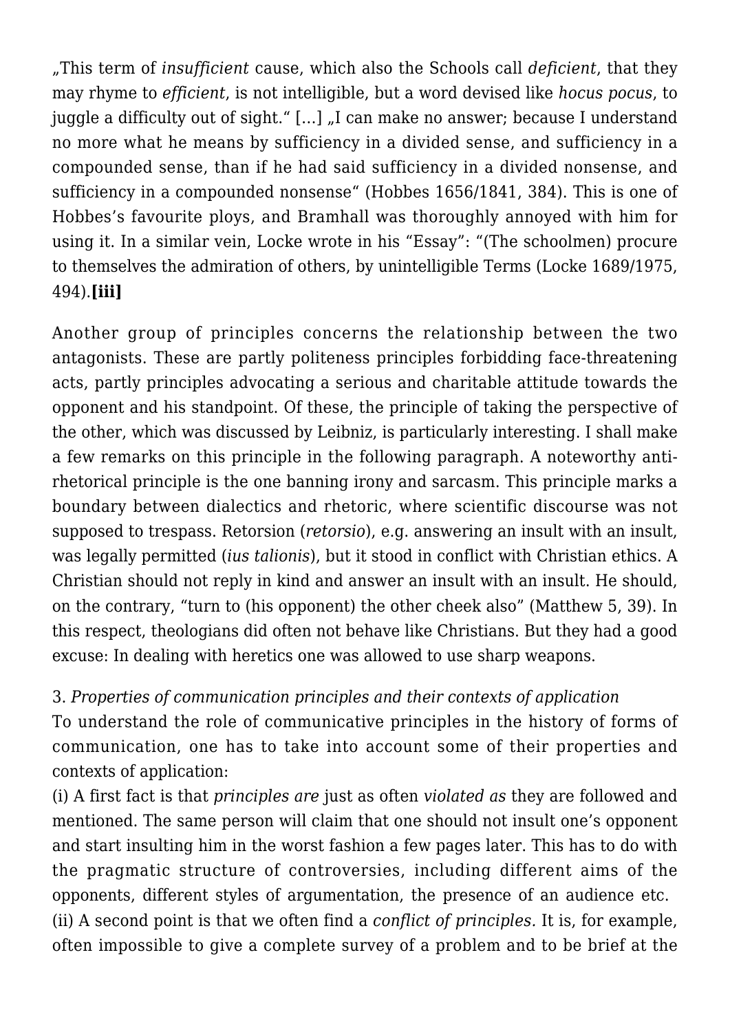„This term of *insufficient* cause, which also the Schools call *deficient*, that they may rhyme to *efficient*, is not intelligible, but a word devised like *hocus pocus*, to juggle a difficulty out of sight." […] „I can make no answer; because I understand no more what he means by sufficiency in a divided sense, and sufficiency in a compounded sense, than if he had said sufficiency in a divided nonsense, and sufficiency in a compounded nonsense" (Hobbes 1656/1841, 384). This is one of Hobbes's favourite ploys, and Bramhall was thoroughly annoyed with him for using it. In a similar vein, Locke wrote in his "Essay": "(The schoolmen) procure to themselves the admiration of others, by unintelligible Terms (Locke 1689/1975, 494).**[iii]**

Another group of principles concerns the relationship between the two antagonists. These are partly politeness principles forbidding face-threatening acts, partly principles advocating a serious and charitable attitude towards the opponent and his standpoint. Of these, the principle of taking the perspective of the other, which was discussed by Leibniz, is particularly interesting. I shall make a few remarks on this principle in the following paragraph. A noteworthy anti-rhetorical principle is the one banning irony and sarcasm. This principle marks a boundary between dialectics and rhetoric, where scientific discourse was not supposed to trespass. Retorsion (*retorsio*), e.g. answering an insult with an insult, was legally permitted (*ius talionis*), but it stood in conflict with Christian ethics. A Christian should not reply in kind and answer an insult with an insult. He should, on the contrary, "turn to (his opponent) the other cheek also" (Matthew 5, 39). In this respect, theologians did often not behave like Christians. But they had a good excuse: In dealing with heretics one was allowed to use sharp weapons.

3. *Properties of communication principles and their contexts of application*

To understand the role of communicative principles in the history of forms of communication, one has to take into account some of their properties and contexts of application:

(i) A first fact is that *principles are* just as often *violated as* they are followed and mentioned. The same person will claim that one should not insult one's opponent and start insulting him in the worst fashion a few pages later. This has to do with the pragmatic structure of controversies, including different aims of the opponents, different styles of argumentation, the presence of an audience etc.

(ii) A second point is that we often find a *conflict of principles.* It is, for example, often impossible to give a complete survey of a problem and to be brief at the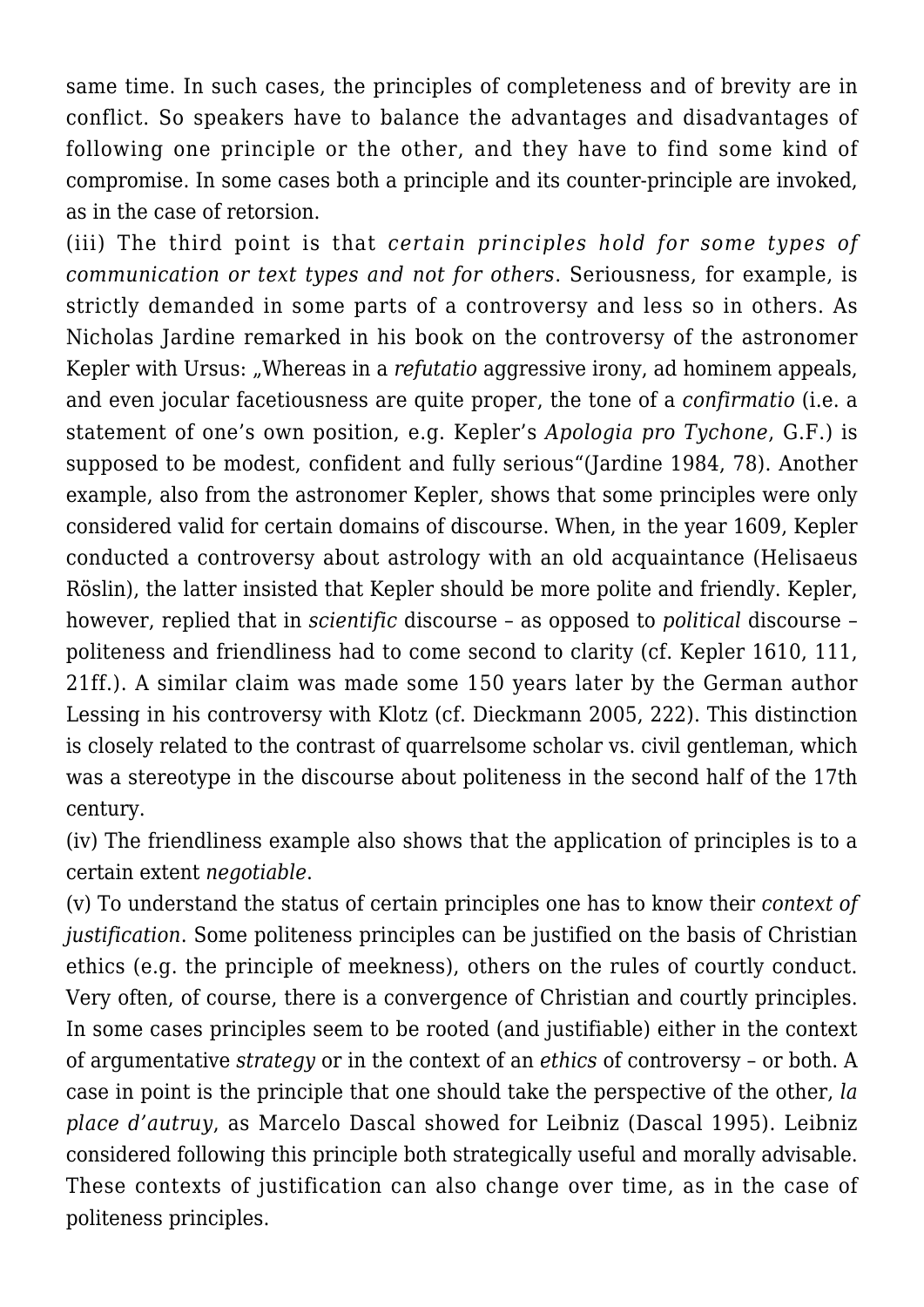same time. In such cases, the principles of completeness and of brevity are in conflict. So speakers have to balance the advantages and disadvantages of following one principle or the other, and they have to find some kind of compromise. In some cases both a principle and its counter-principle are invoked, as in the case of retorsion.

(iii) The third point is that *certain principles hold for some types of communication or text types and not for others*. Seriousness, for example, is strictly demanded in some parts of a controversy and less so in others. As Nicholas Jardine remarked in his book on the controversy of the astronomer Kepler with Ursus: „Whereas in a *refutatio* aggressive irony, ad hominem appeals, and even jocular facetiousness are quite proper, the tone of a *confirmatio* (i.e. a statement of one's own position, e.g. Kepler's *Apologia pro Tychone*, G.F.) is supposed to be modest, confident and fully serious"(Jardine 1984, 78). Another example, also from the astronomer Kepler, shows that some principles were only considered valid for certain domains of discourse. When, in the year 1609, Kepler conducted a controversy about astrology with an old acquaintance (Helisaeus Röslin), the latter insisted that Kepler should be more polite and friendly. Kepler, however, replied that in *scientific* discourse – as opposed to *political* discourse – politeness and friendliness had to come second to clarity (cf. Kepler 1610, 111, 21ff.). A similar claim was made some 150 years later by the German author Lessing in his controversy with Klotz (cf. Dieckmann 2005, 222). This distinction is closely related to the contrast of quarrelsome scholar vs. civil gentleman, which was a stereotype in the discourse about politeness in the second half of the 17th century.

(iv) The friendliness example also shows that the application of principles is to a certain extent *negotiable*.

(v) To understand the status of certain principles one has to know their *context of justification*. Some politeness principles can be justified on the basis of Christian ethics (e.g. the principle of meekness), others on the rules of courtly conduct. Very often, of course, there is a convergence of Christian and courtly principles. In some cases principles seem to be rooted (and justifiable) either in the context of argumentative *strategy* or in the context of an *ethics* of controversy – or both. A case in point is the principle that one should take the perspective of the other, *la place d'autruy*, as Marcelo Dascal showed for Leibniz (Dascal 1995). Leibniz considered following this principle both strategically useful and morally advisable. These contexts of justification can also change over time, as in the case of politeness principles.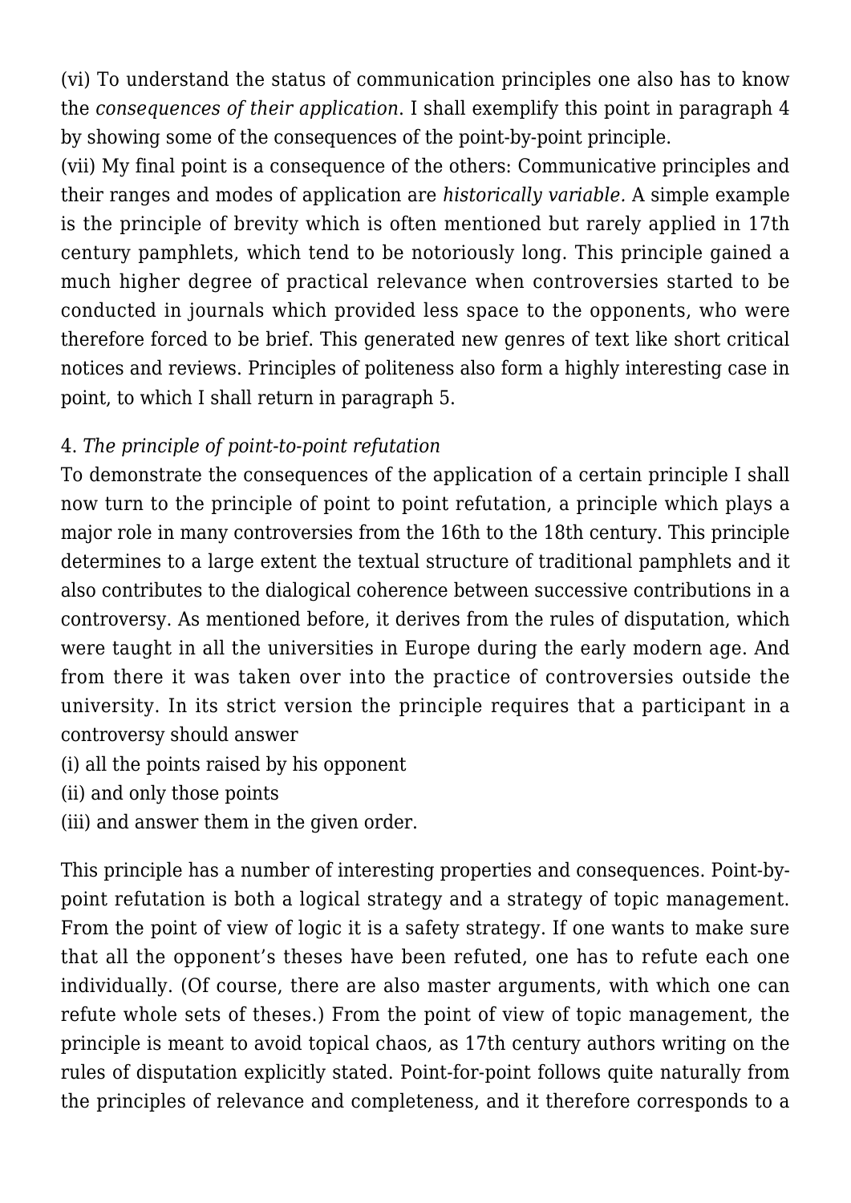(vi) To understand the status of communication principles one also has to know the *consequences of their application.* I shall exemplify this point in paragraph 4 by showing some of the consequences of the point-by-point principle.

(vii) My final point is a consequence of the others: Communicative principles and their ranges and modes of application are *historically variable.* A simple example is the principle of brevity which is often mentioned but rarely applied in 17th century pamphlets, which tend to be notoriously long. This principle gained a much higher degree of practical relevance when controversies started to be conducted in journals which provided less space to the opponents, who were therefore forced to be brief. This generated new genres of text like short critical notices and reviews. Principles of politeness also form a highly interesting case in point, to which I shall return in paragraph 5.

### 4. *The principle of point-to-point refutation*

To demonstrate the consequences of the application of a certain principle I shall now turn to the principle of point to point refutation, a principle which plays a major role in many controversies from the 16th to the 18th century. This principle determines to a large extent the textual structure of traditional pamphlets and it also contributes to the dialogical coherence between successive contributions in a controversy. As mentioned before, it derives from the rules of disputation, which were taught in all the universities in Europe during the early modern age. And from there it was taken over into the practice of controversies outside the university. In its strict version the principle requires that a participant in a controversy should answer

(i) all the points raised by his opponent
(ii) and only those points
(iii) and answer them in the given order.

This principle has a number of interesting properties and consequences. Point-by-point refutation is both a logical strategy and a strategy of topic management. From the point of view of logic it is a safety strategy. If one wants to make sure that all the opponent's theses have been refuted, one has to refute each one individually. (Of course, there are also master arguments, with which one can refute whole sets of theses.) From the point of view of topic management, the principle is meant to avoid topical chaos, as 17th century authors writing on the rules of disputation explicitly stated. Point-for-point follows quite naturally from the principles of relevance and completeness, and it therefore corresponds to a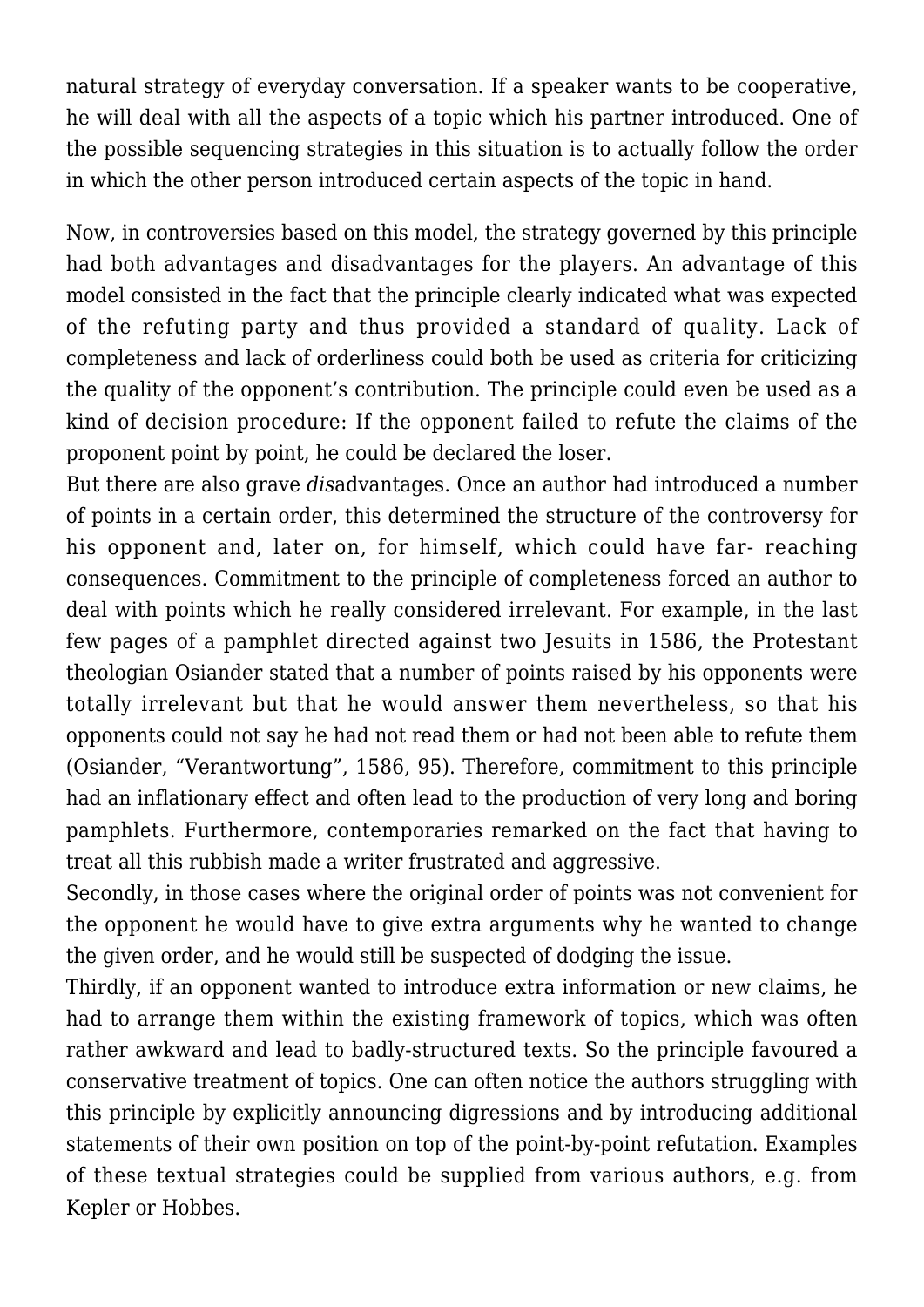natural strategy of everyday conversation. If a speaker wants to be cooperative, he will deal with all the aspects of a topic which his partner introduced. One of the possible sequencing strategies in this situation is to actually follow the order in which the other person introduced certain aspects of the topic in hand.

Now, in controversies based on this model, the strategy governed by this principle had both advantages and disadvantages for the players. An advantage of this model consisted in the fact that the principle clearly indicated what was expected of the refuting party and thus provided a standard of quality. Lack of completeness and lack of orderliness could both be used as criteria for criticizing the quality of the opponent's contribution. The principle could even be used as a kind of decision procedure: If the opponent failed to refute the claims of the proponent point by point, he could be declared the loser.

But there are also grave *dis*advantages. Once an author had introduced a number of points in a certain order, this determined the structure of the controversy for his opponent and, later on, for himself, which could have far- reaching consequences. Commitment to the principle of completeness forced an author to deal with points which he really considered irrelevant. For example, in the last few pages of a pamphlet directed against two Jesuits in 1586, the Protestant theologian Osiander stated that a number of points raised by his opponents were totally irrelevant but that he would answer them nevertheless, so that his opponents could not say he had not read them or had not been able to refute them (Osiander, "Verantwortung", 1586, 95). Therefore, commitment to this principle had an inflationary effect and often lead to the production of very long and boring pamphlets. Furthermore, contemporaries remarked on the fact that having to treat all this rubbish made a writer frustrated and aggressive.

Secondly, in those cases where the original order of points was not convenient for the opponent he would have to give extra arguments why he wanted to change the given order, and he would still be suspected of dodging the issue.

Thirdly, if an opponent wanted to introduce extra information or new claims, he had to arrange them within the existing framework of topics, which was often rather awkward and lead to badly-structured texts. So the principle favoured a conservative treatment of topics. One can often notice the authors struggling with this principle by explicitly announcing digressions and by introducing additional statements of their own position on top of the point-by-point refutation. Examples of these textual strategies could be supplied from various authors, e.g. from Kepler or Hobbes.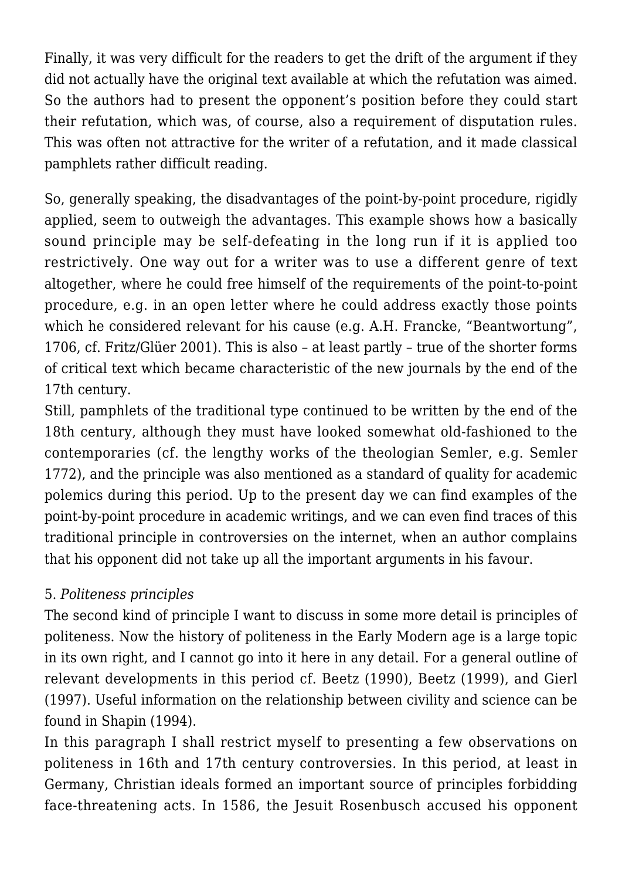Finally, it was very difficult for the readers to get the drift of the argument if they did not actually have the original text available at which the refutation was aimed. So the authors had to present the opponent's position before they could start their refutation, which was, of course, also a requirement of disputation rules. This was often not attractive for the writer of a refutation, and it made classical pamphlets rather difficult reading.

So, generally speaking, the disadvantages of the point-by-point procedure, rigidly applied, seem to outweigh the advantages. This example shows how a basically sound principle may be self-defeating in the long run if it is applied too restrictively. One way out for a writer was to use a different genre of text altogether, where he could free himself of the requirements of the point-to-point procedure, e.g. in an open letter where he could address exactly those points which he considered relevant for his cause (e.g. A.H. Francke, "Beantwortung", 1706, cf. Fritz/Glüer 2001). This is also – at least partly – true of the shorter forms of critical text which became characteristic of the new journals by the end of the 17th century.

Still, pamphlets of the traditional type continued to be written by the end of the 18th century, although they must have looked somewhat old-fashioned to the contemporaries (cf. the lengthy works of the theologian Semler, e.g. Semler 1772), and the principle was also mentioned as a standard of quality for academic polemics during this period. Up to the present day we can find examples of the point-by-point procedure in academic writings, and we can even find traces of this traditional principle in controversies on the internet, when an author complains that his opponent did not take up all the important arguments in his favour.

### 5. *Politeness principles*

The second kind of principle I want to discuss in some more detail is principles of politeness. Now the history of politeness in the Early Modern age is a large topic in its own right, and I cannot go into it here in any detail. For a general outline of relevant developments in this period cf. Beetz (1990), Beetz (1999), and Gierl (1997). Useful information on the relationship between civility and science can be found in Shapin (1994).

In this paragraph I shall restrict myself to presenting a few observations on politeness in 16th and 17th century controversies. In this period, at least in Germany, Christian ideals formed an important source of principles forbidding face-threatening acts. In 1586, the Jesuit Rosenbusch accused his opponent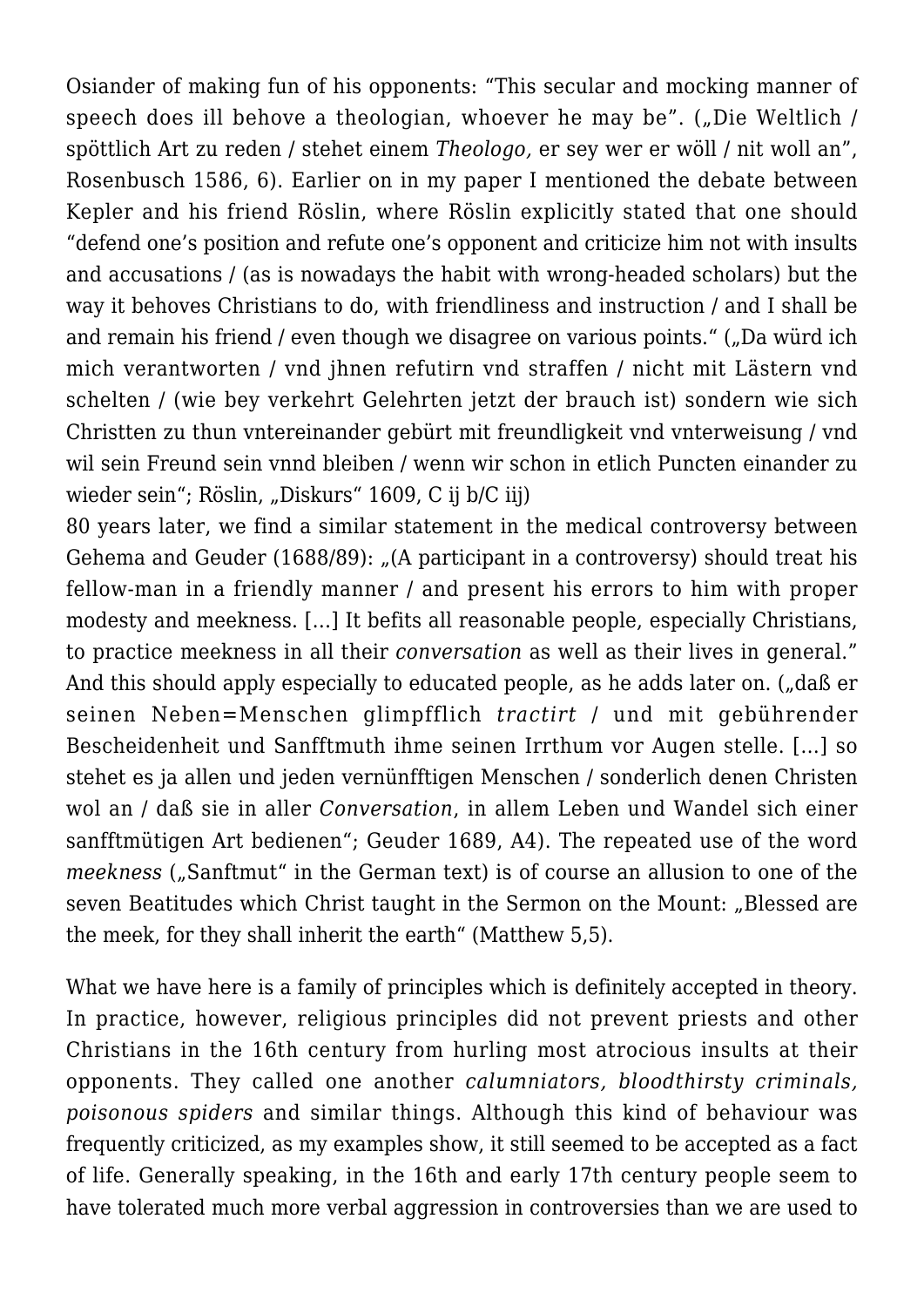Osiander of making fun of his opponents: "This secular and mocking manner of speech does ill behove a theologian, whoever he may be". („Die Weltlich / spöttlich Art zu reden / stehet einem *Theologo,* er sey wer er wöll / nit woll an", Rosenbusch 1586, 6). Earlier on in my paper I mentioned the debate between Kepler and his friend Röslin, where Röslin explicitly stated that one should "defend one's position and refute one's opponent and criticize him not with insults and accusations / (as is nowadays the habit with wrong-headed scholars) but the way it behoves Christians to do, with friendliness and instruction / and I shall be and remain his friend / even though we disagree on various points." („Da würd ich mich verantworten / vnd jhnen refutirn vnd straffen / nicht mit Lästern vnd schelten / (wie bey verkehrt Gelehrten jetzt der brauch ist) sondern wie sich Christten zu thun vntereinander gebürt mit freundligkeit vnd vnterweisung / vnd wil sein Freund sein vnnd bleiben / wenn wir schon in etlich Puncten einander zu wieder sein"; Röslin, „Diskurs" 1609, C ij b/C iij)

80 years later, we find a similar statement in the medical controversy between Gehema and Geuder (1688/89): „(A participant in a controversy) should treat his fellow-man in a friendly manner / and present his errors to him with proper modesty and meekness. […] It befits all reasonable people, especially Christians, to practice meekness in all their *conversation* as well as their lives in general." And this should apply especially to educated people, as he adds later on. („daß er seinen Neben=Menschen glimpfflich *tractirt* / und mit gebührender Bescheidenheit und Sanfftmuth ihme seinen Irrthum vor Augen stelle. […] so stehet es ja allen und jeden vernünfftigen Menschen / sonderlich denen Christen wol an / daß sie in aller *Conversation*, in allem Leben und Wandel sich einer sanfftmütigen Art bedienen"; Geuder 1689, A4). The repeated use of the word *meekness* („Sanftmut" in the German text) is of course an allusion to one of the seven Beatitudes which Christ taught in the Sermon on the Mount: „Blessed are the meek, for they shall inherit the earth" (Matthew 5,5).

What we have here is a family of principles which is definitely accepted in theory. In practice, however, religious principles did not prevent priests and other Christians in the 16th century from hurling most atrocious insults at their opponents. They called one another *calumniators, bloodthirsty criminals, poisonous spiders* and similar things. Although this kind of behaviour was frequently criticized, as my examples show, it still seemed to be accepted as a fact of life. Generally speaking, in the 16th and early 17th century people seem to have tolerated much more verbal aggression in controversies than we are used to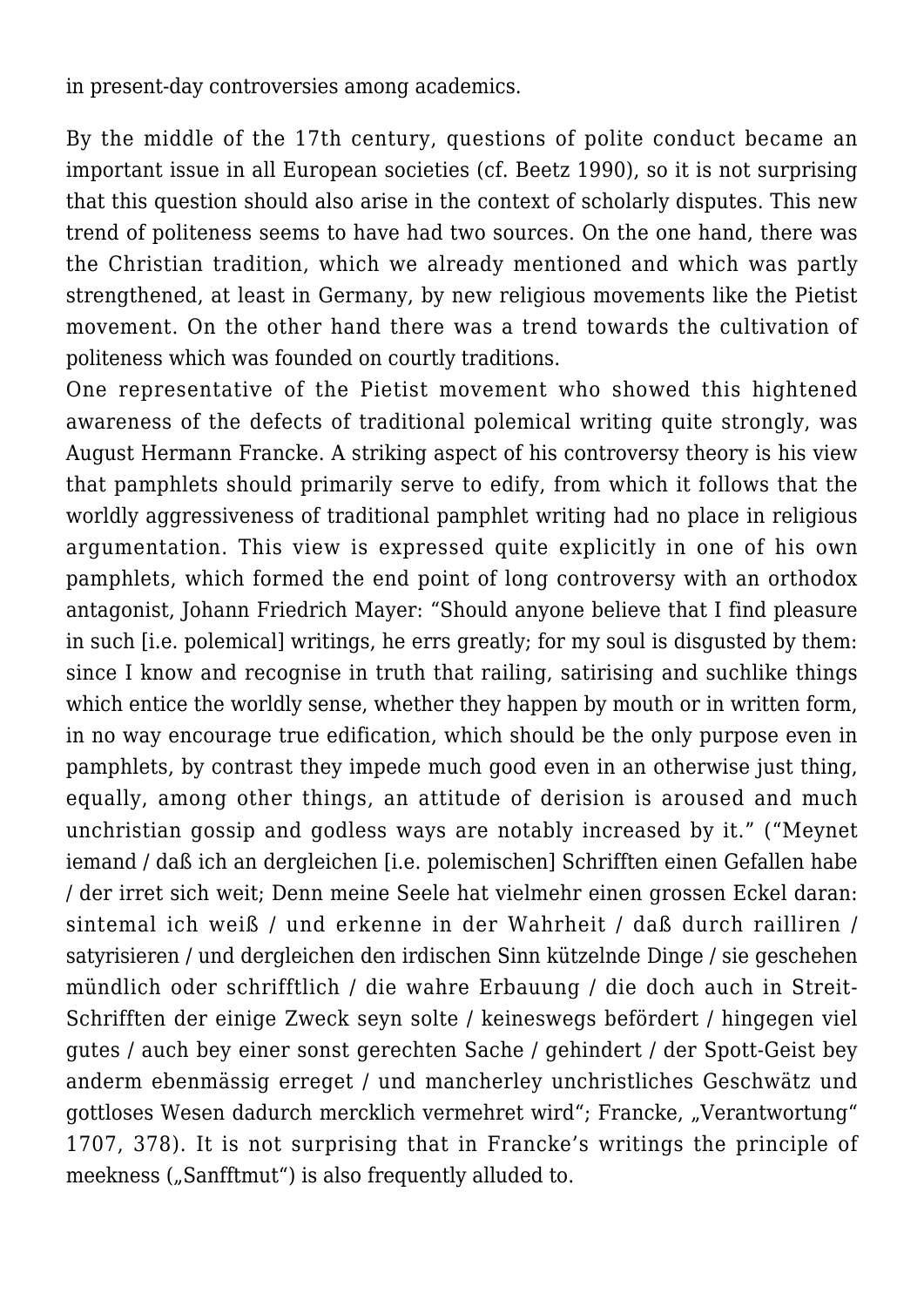in present-day controversies among academics.

By the middle of the 17th century, questions of polite conduct became an important issue in all European societies (cf. Beetz 1990), so it is not surprising that this question should also arise in the context of scholarly disputes. This new trend of politeness seems to have had two sources. On the one hand, there was the Christian tradition, which we already mentioned and which was partly strengthened, at least in Germany, by new religious movements like the Pietist movement. On the other hand there was a trend towards the cultivation of politeness which was founded on courtly traditions.

One representative of the Pietist movement who showed this hightened awareness of the defects of traditional polemical writing quite strongly, was August Hermann Francke. A striking aspect of his controversy theory is his view that pamphlets should primarily serve to edify, from which it follows that the worldly aggressiveness of traditional pamphlet writing had no place in religious argumentation. This view is expressed quite explicitly in one of his own pamphlets, which formed the end point of long controversy with an orthodox antagonist, Johann Friedrich Mayer: "Should anyone believe that I find pleasure in such [i.e. polemical] writings, he errs greatly; for my soul is disgusted by them: since I know and recognise in truth that railing, satirising and suchlike things which entice the worldly sense, whether they happen by mouth or in written form, in no way encourage true edification, which should be the only purpose even in pamphlets, by contrast they impede much good even in an otherwise just thing, equally, among other things, an attitude of derision is aroused and much unchristian gossip and godless ways are notably increased by it." ("Meynet iemand / daß ich an dergleichen [i.e. polemischen] Schrifften einen Gefallen habe / der irret sich weit; Denn meine Seele hat vielmehr einen grossen Eckel daran: sintemal ich weiß / und erkenne in der Wahrheit / daß durch railliren / satyrisieren / und dergleichen den irdischen Sinn kützelnde Dinge / sie geschehen mündlich oder schrifftlich / die wahre Erbauung / die doch auch in Streit-Schrifften der einige Zweck seyn solte / keineswegs befördert / hingegen viel gutes / auch bey einer sonst gerechten Sache / gehindert / der Spott-Geist bey anderm ebenmässig erreget / und mancherley unchristliches Geschwätz und gottloses Wesen dadurch mercklich vermehret wird"; Francke, „Verantwortung" 1707, 378). It is not surprising that in Francke's writings the principle of meekness („Sanfftmut") is also frequently alluded to.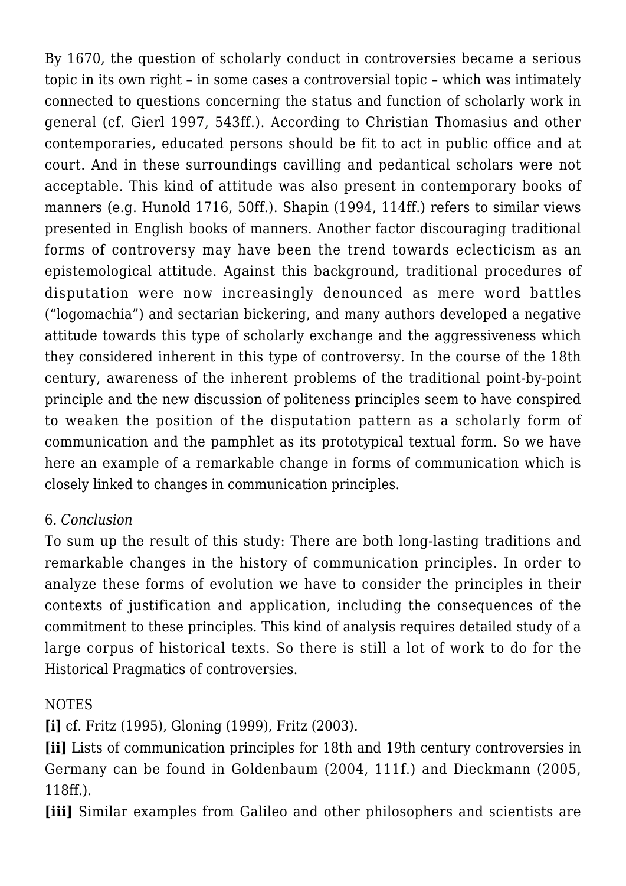By 1670, the question of scholarly conduct in controversies became a serious topic in its own right – in some cases a controversial topic – which was intimately connected to questions concerning the status and function of scholarly work in general (cf. Gierl 1997, 543ff.). According to Christian Thomasius and other contemporaries, educated persons should be fit to act in public office and at court. And in these surroundings cavilling and pedantical scholars were not acceptable. This kind of attitude was also present in contemporary books of manners (e.g. Hunold 1716, 50ff.). Shapin (1994, 114ff.) refers to similar views presented in English books of manners. Another factor discouraging traditional forms of controversy may have been the trend towards eclecticism as an epistemological attitude. Against this background, traditional procedures of disputation were now increasingly denounced as mere word battles ("logomachia") and sectarian bickering, and many authors developed a negative attitude towards this type of scholarly exchange and the aggressiveness which they considered inherent in this type of controversy. In the course of the 18th century, awareness of the inherent problems of the traditional point-by-point principle and the new discussion of politeness principles seem to have conspired to weaken the position of the disputation pattern as a scholarly form of communication and the pamphlet as its prototypical textual form. So we have here an example of a remarkable change in forms of communication which is closely linked to changes in communication principles.

## 6. *Conclusion*

To sum up the result of this study: There are both long-lasting traditions and remarkable changes in the history of communication principles. In order to analyze these forms of evolution we have to consider the principles in their contexts of justification and application, including the consequences of the commitment to these principles. This kind of analysis requires detailed study of a large corpus of historical texts. So there is still a lot of work to do for the Historical Pragmatics of controversies.

NOTES

**[i]** cf. Fritz (1995), Gloning (1999), Fritz (2003).

**[ii]** Lists of communication principles for 18th and 19th century controversies in Germany can be found in Goldenbaum (2004, 111f.) and Dieckmann (2005, 118ff.).

**[iii]** Similar examples from Galileo and other philosophers and scientists are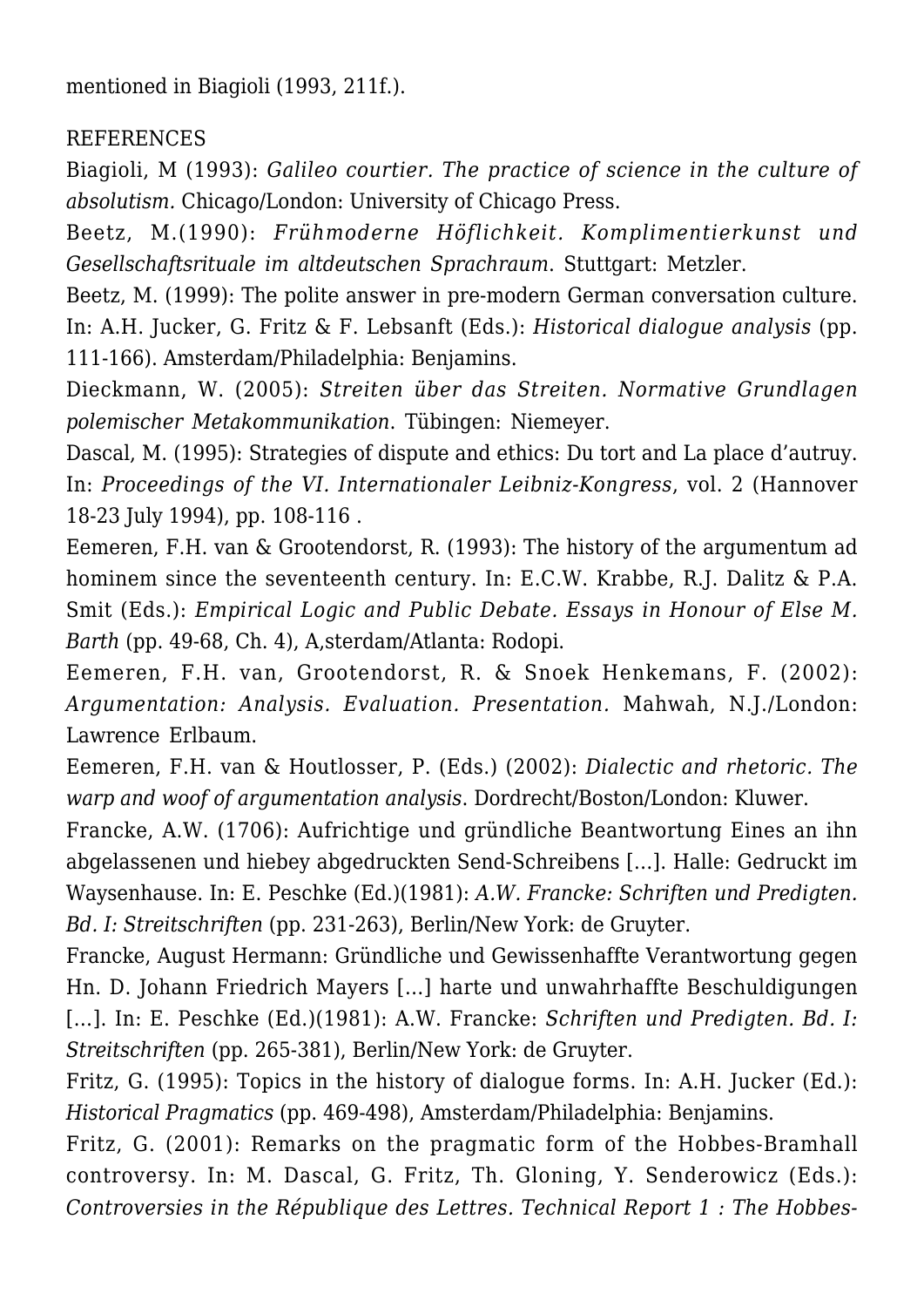mentioned in Biagioli (1993, 211f.).

REFERENCES

Biagioli, M (1993): *Galileo courtier. The practice of science in the culture of absolutism.* Chicago/London: University of Chicago Press.

Beetz, M.(1990): *Frühmoderne Höflichkeit. Komplimentierkunst und Gesellschaftsrituale im altdeutschen Sprachraum.* Stuttgart: Metzler.

Beetz, M. (1999): The polite answer in pre-modern German conversation culture. In: A.H. Jucker, G. Fritz & F. Lebsanft (Eds.): *Historical dialogue analysis* (pp. 111-166). Amsterdam/Philadelphia: Benjamins.

Dieckmann, W. (2005): *Streiten über das Streiten. Normative Grundlagen polemischer Metakommunikation.* Tübingen: Niemeyer.

Dascal, M. (1995): Strategies of dispute and ethics: Du tort and La place d'autruy. In: *Proceedings of the VI. Internationaler Leibniz-Kongress*, vol. 2 (Hannover 18-23 July 1994), pp. 108-116 .

Eemeren, F.H. van & Grootendorst, R. (1993): The history of the argumentum ad hominem since the seventeenth century. In: E.C.W. Krabbe, R.J. Dalitz & P.A. Smit (Eds.): *Empirical Logic and Public Debate. Essays in Honour of Else M. Barth* (pp. 49-68, Ch. 4), A,sterdam/Atlanta: Rodopi.

Eemeren, F.H. van, Grootendorst, R. & Snoek Henkemans, F. (2002): *Argumentation: Analysis. Evaluation. Presentation.* Mahwah, N.J./London: Lawrence Erlbaum.

Eemeren, F.H. van & Houtlosser, P. (Eds.) (2002): *Dialectic and rhetoric. The warp and woof of argumentation analysis*. Dordrecht/Boston/London: Kluwer.

Francke, A.W. (1706): Aufrichtige und gründliche Beantwortung Eines an ihn abgelassenen und hiebey abgedruckten Send-Schreibens [...]. Halle: Gedruckt im Waysenhause. In: E. Peschke (Ed.)(1981): *A.W. Francke: Schriften und Predigten. Bd. I: Streitschriften* (pp. 231-263), Berlin/New York: de Gruyter.

Francke, August Hermann: Gründliche und Gewissenhaffte Verantwortung gegen Hn. D. Johann Friedrich Mayers [...] harte und unwahrhaffte Beschuldigungen [...]. In: E. Peschke (Ed.)(1981): A.W. Francke: *Schriften und Predigten. Bd. I: Streitschriften* (pp. 265-381), Berlin/New York: de Gruyter.

Fritz, G. (1995): Topics in the history of dialogue forms. In: A.H. Jucker (Ed.): *Historical Pragmatics* (pp. 469-498), Amsterdam/Philadelphia: Benjamins.

Fritz, G. (2001): Remarks on the pragmatic form of the Hobbes-Bramhall controversy. In: M. Dascal, G. Fritz, Th. Gloning, Y. Senderowicz (Eds.): *Controversies in the République des Lettres. Technical Report 1 : The Hobbes-*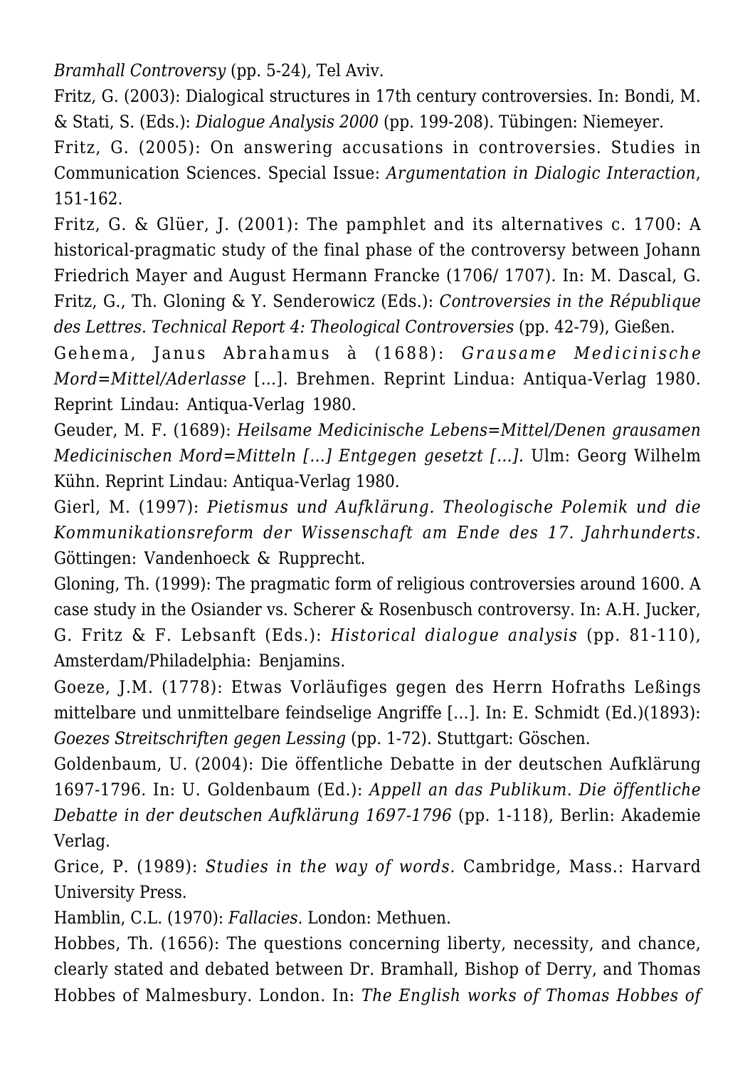*Bramhall Controversy* (pp. 5-24), Tel Aviv.

Fritz, G. (2003): Dialogical structures in 17th century controversies. In: Bondi, M. & Stati, S. (Eds.): *Dialogue Analysis 2000* (pp. 199-208). Tübingen: Niemeyer.

Fritz, G. (2005): On answering accusations in controversies. Studies in Communication Sciences. Special Issue: *Argumentation in Dialogic Interaction*, 151-162.

Fritz, G. & Glüer, J. (2001): The pamphlet and its alternatives c. 1700: A historical-pragmatic study of the final phase of the controversy between Johann Friedrich Mayer and August Hermann Francke (1706/ 1707). In: M. Dascal, G. Fritz, G., Th. Gloning & Y. Senderowicz (Eds.): *Controversies in the République des Lettres. Technical Report 4: Theological Controversies* (pp. 42-79), Gießen.

Gehema, Janus Abrahamus à (1688): *Grausame Medicinische Mord=Mittel/Aderlasse* […]. Brehmen. Reprint Lindua: Antiqua-Verlag 1980. Reprint Lindau: Antiqua-Verlag 1980.

Geuder, M. F. (1689): *Heilsame Medicinische Lebens=Mittel/Denen grausamen Medicinischen Mord=Mitteln […] Entgegen gesetzt […].* Ulm: Georg Wilhelm Kühn. Reprint Lindau: Antiqua-Verlag 1980.

Gierl, M. (1997): *Pietismus und Aufklärung. Theologische Polemik und die Kommunikationsreform der Wissenschaft am Ende des 17. Jahrhunderts.* Göttingen: Vandenhoeck & Rupprecht.

Gloning, Th. (1999): The pragmatic form of religious controversies around 1600. A case study in the Osiander vs. Scherer & Rosenbusch controversy. In: A.H. Jucker, G. Fritz & F. Lebsanft (Eds.): *Historical dialogue analysis* (pp. 81-110), Amsterdam/Philadelphia: Benjamins.

Goeze, J.M. (1778): Etwas Vorläufiges gegen des Herrn Hofraths Leßings mittelbare und unmittelbare feindselige Angriffe […]. In: E. Schmidt (Ed.)(1893): *Goezes Streitschriften gegen Lessing* (pp. 1-72). Stuttgart: Göschen.

Goldenbaum, U. (2004): Die öffentliche Debatte in der deutschen Aufklärung 1697-1796. In: U. Goldenbaum (Ed.): *Appell an das Publikum. Die öffentliche Debatte in der deutschen Aufklärung 1697-1796* (pp. 1-118), Berlin: Akademie Verlag.

Grice, P. (1989): *Studies in the way of words.* Cambridge, Mass.: Harvard University Press.

Hamblin, C.L. (1970): *Fallacies.* London: Methuen.

Hobbes, Th. (1656): The questions concerning liberty, necessity, and chance, clearly stated and debated between Dr. Bramhall, Bishop of Derry, and Thomas Hobbes of Malmesbury. London. In: *The English works of Thomas Hobbes of*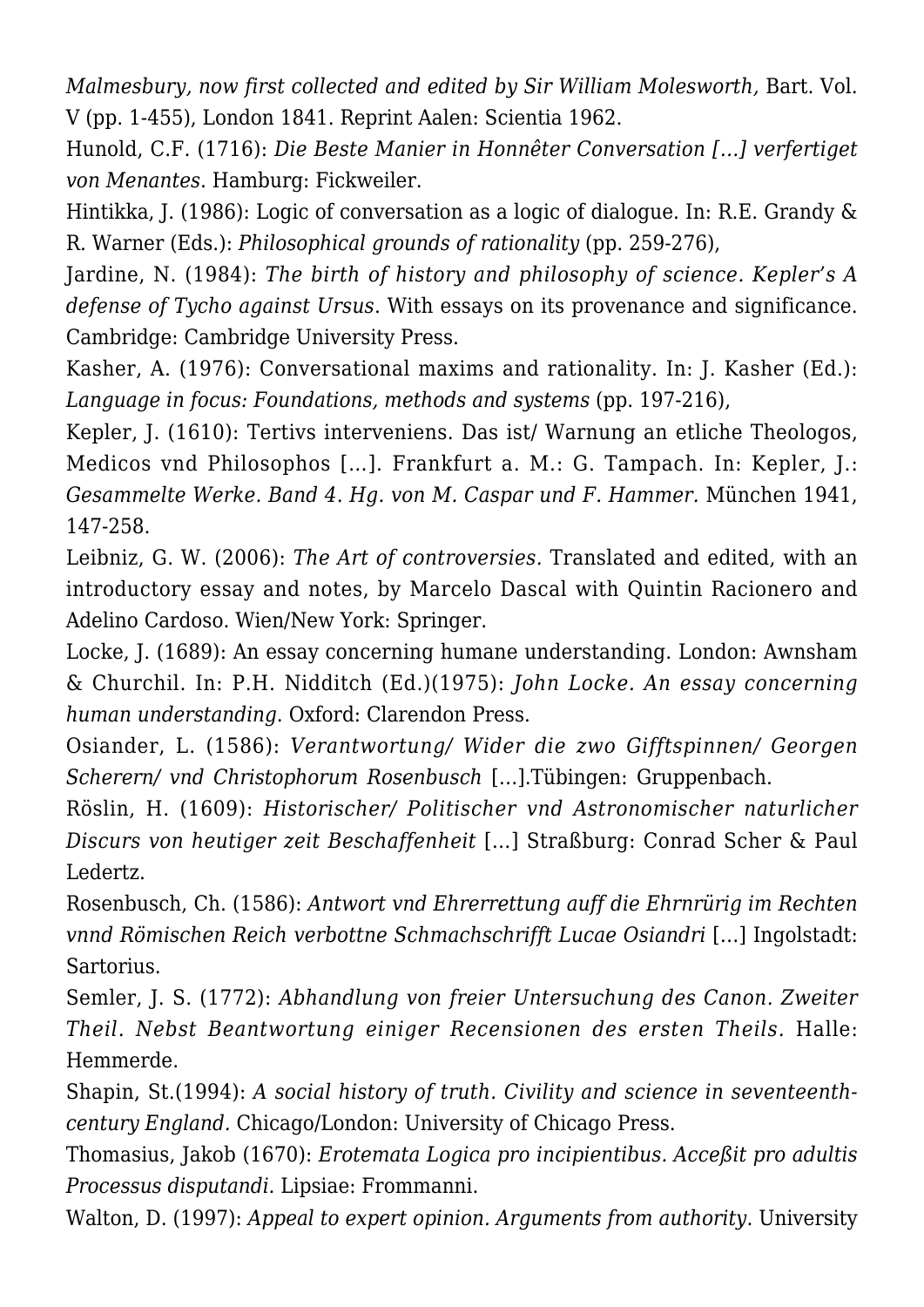*Malmesbury, now first collected and edited by Sir William Molesworth,* Bart. Vol. V (pp. 1-455), London 1841. Reprint Aalen: Scientia 1962.

Hunold, C.F. (1716): *Die Beste Manier in Honnêter Conversation […] verfertiget von Menantes*. Hamburg: Fickweiler.

Hintikka, J. (1986): Logic of conversation as a logic of dialogue. In: R.E. Grandy & R. Warner (Eds.): *Philosophical grounds of rationality* (pp. 259-276),

Jardine, N. (1984): *The birth of history and philosophy of science. Kepler's A defense of Tycho against Ursus*. With essays on its provenance and significance. Cambridge: Cambridge University Press.

Kasher, A. (1976): Conversational maxims and rationality. In: J. Kasher (Ed.): *Language in focus: Foundations, methods and systems* (pp. 197-216),

Kepler, J. (1610): Tertivs interveniens. Das ist/ Warnung an etliche Theologos, Medicos vnd Philosophos […]. Frankfurt a. M.: G. Tampach. In: Kepler, J.: *Gesammelte Werke. Band 4. Hg. von M. Caspar und F. Hammer.* München 1941, 147-258.

Leibniz, G. W. (2006): *The Art of controversies.* Translated and edited, with an introductory essay and notes, by Marcelo Dascal with Quintin Racionero and Adelino Cardoso. Wien/New York: Springer.

Locke, J. (1689): An essay concerning humane understanding. London: Awnsham & Churchil. In: P.H. Nidditch (Ed.)(1975): *John Locke. An essay concerning human understanding.* Oxford: Clarendon Press.

Osiander, L. (1586): *Verantwortung/ Wider die zwo Gifftspinnen/ Georgen Scherern/ vnd Christophorum Rosenbusch* […].Tübingen: Gruppenbach.

Röslin, H. (1609): *Historischer/ Politischer vnd Astronomischer naturlicher Discurs von heutiger zeit Beschaffenheit* […] Straßburg: Conrad Scher & Paul Ledertz.

Rosenbusch, Ch. (1586): *Antwort vnd Ehrerrettung auff die Ehrnrürig im Rechten vnnd Römischen Reich verbottne Schmachschrifft Lucae Osiandri* […] Ingolstadt: Sartorius.

Semler, J. S. (1772): *Abhandlung von freier Untersuchung des Canon. Zweiter Theil. Nebst Beantwortung einiger Recensionen des ersten Theils.* Halle: Hemmerde.

Shapin, St.(1994): *A social history of truth. Civility and science in seventeenth-century England.* Chicago/London: University of Chicago Press.

Thomasius, Jakob (1670): *Erotemata Logica pro incipientibus. Acceßit pro adultis Processus disputandi*. Lipsiae: Frommanni.

Walton, D. (1997): *Appeal to expert opinion. Arguments from authority*. University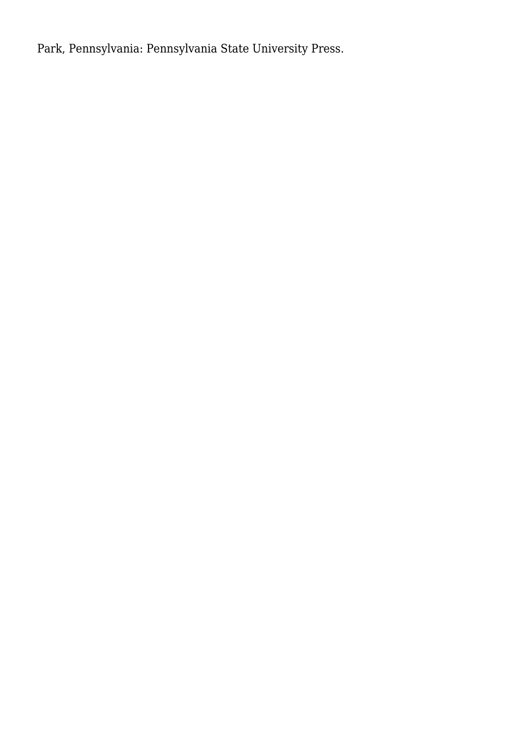Park, Pennsylvania: Pennsylvania State University Press.